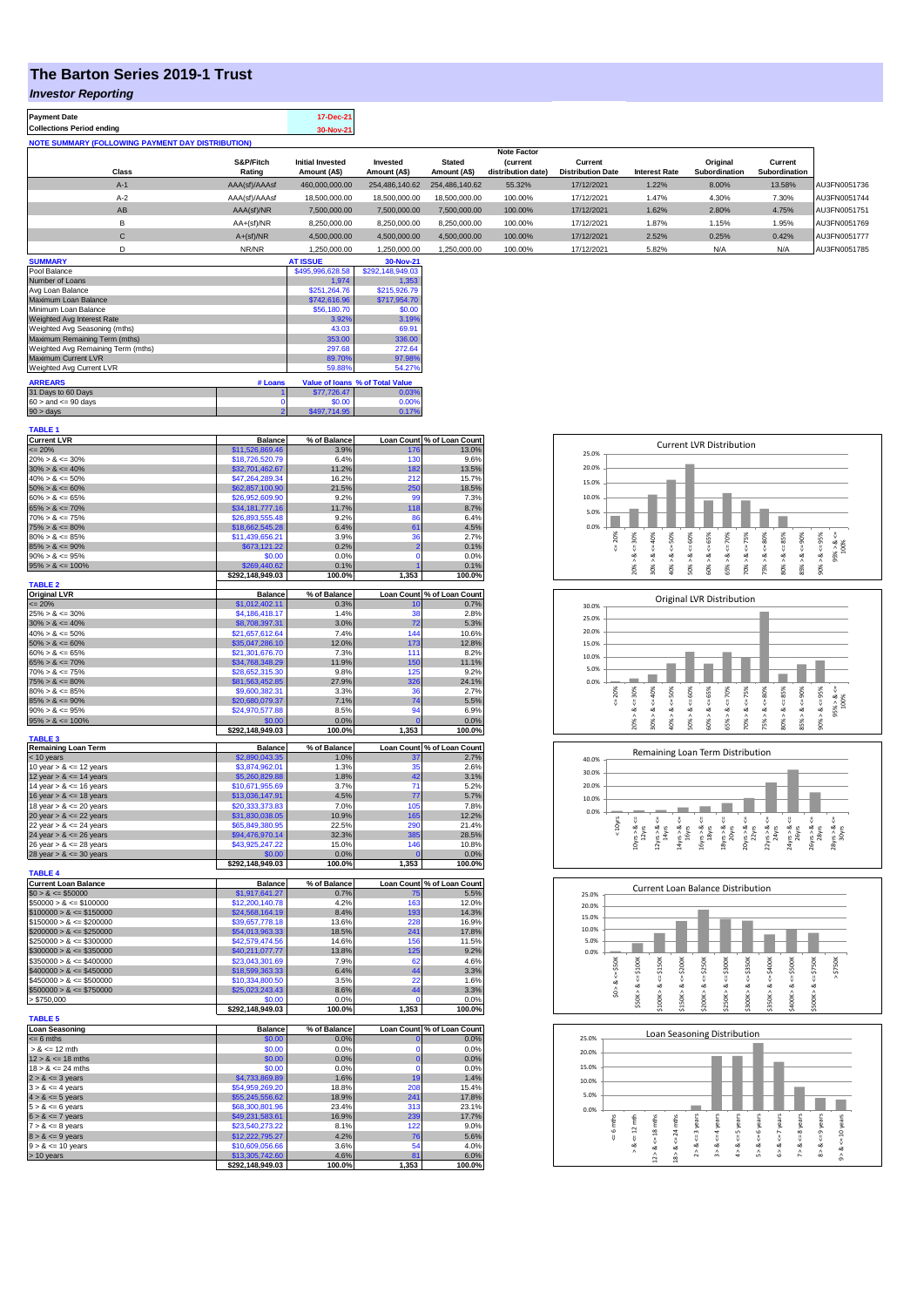# The Barton Series 2019-1 Trust

## *Investor Reporting*

| Payment Date | 17-Dec-21 |
|---|---|
| Collections Period ending | 30-Nov-21 |

**NOTE SUMMARY (FOLLOWING PAYMENT DAY DISTRIBUTION)**

| Class | S&P/Fitch Rating | Initial Invested Amount (A$) | Invested Amount (A$) | Stated Amount (A$) | Note Factor (current distribution date) | Current Distribution Date | Interest Rate | Original Subordination | Current Subordination | |
|---|---|---|---|---|---|---|---|---|---|---|
| A-1 | AAA(sf)/AAAsf | 460,000,000.00 | 254,486,140.62 | 254,486,140.62 | 55.32% | 17/12/2021 | 1.22% | 8.00% | 13.58% | AU3FN0051736 |
| A-2 | AAA(sf)/AAAsf | 18,500,000.00 | 18,500,000.00 | 18,500,000.00 | 100.00% | 17/12/2021 | 1.47% | 4.30% | 7.30% | AU3FN0051744 |
| AB | AAA(sf)/NR | 7,500,000.00 | 7,500,000.00 | 7,500,000.00 | 100.00% | 17/12/2021 | 1.62% | 2.80% | 4.75% | AU3FN0051751 |
| B | AA+(sf)/NR | 8,250,000.00 | 8,250,000.00 | 8,250,000.00 | 100.00% | 17/12/2021 | 1.87% | 1.15% | 1.95% | AU3FN0051769 |
| C | A+(sf)/NR | 4,500,000.00 | 4,500,000.00 | 4,500,000.00 | 100.00% | 17/12/2021 | 2.52% | 0.25% | 0.42% | AU3FN0051777 |
| D | NR/NR | 1,250,000.00 | 1,250,000.00 | 1,250,000.00 | 100.00% | 17/12/2021 | 5.82% | N/A | N/A | AU3FN0051785 |

| SUMMARY | AT ISSUE | 30-Nov-21 |
|---|---|---|
| Pool Balance | $495,996,628.58 | $292,148,949.03 |
| Number of Loans | 1,974 | 1,353 |
| Avg Loan Balance | $251,264.76 | $215,926.79 |
| Maximum Loan Balance | $742,616.96 | $717,954.70 |
| Minimum Loan Balance | $56,180.70 | $0.00 |
| Weighted Avg Interest Rate | 3.92% | 3.19% |
| Weighted Avg Seasoning (mths) | 43.03 | 69.91 |
| Maximum Remaining Term (mths) | 353.00 | 336.00 |
| Weighted Avg Remaining Term (mths) | 297.68 | 272.64 |
| Maximum Current LVR | 89.70% | 97.98% |
| Weighted Avg Current LVR | 59.88% | 54.27% |

| ARREARS | # Loans | Value of loans | % of Total Value |
|---|---|---|---|
| 31 Days to 60 Days | 1 | $77,726.47 | 0.03% |
| 60 > and <= 90 days | 0 | $0.00 | 0.00% |
| 90 > days | 2 | $497,714.95 | 0.17% |

**TABLE 1**

| Current LVR | Balance | % of Balance | Loan Count | % of Loan Count |
|---|---|---|---|---|
| <= 20% | $11,526,869.46 | 3.9% | 176 | 13.0% |
| 20% > & <= 30% | $18,726,520.79 | 6.4% | 130 | 9.6% |
| 30% > & <= 40% | $32,701,462.67 | 11.2% | 182 | 13.5% |
| 40% > & <= 50% | $47,264,289.34 | 16.2% | 212 | 15.7% |
| 50% > & <= 60% | $62,857,100.90 | 21.5% | 250 | 18.5% |
| 60% > & <= 65% | $26,952,609.90 | 9.2% | 99 | 7.3% |
| 65% > & <= 70% | $34,181,777.16 | 11.7% | 118 | 8.7% |
| 70% > & <= 75% | $26,893,555.48 | 9.2% | 86 | 6.4% |
| 75% > & <= 80% | $18,662,545.28 | 6.4% | 61 | 4.5% |
| 80% > & <= 85% | $11,439,656.21 | 3.9% | 36 | 2.7% |
| 85% > & <= 90% | $673,121.22 | 0.2% | 2 | 0.1% |
| 90% > & <= 95% | $0.00 | 0.0% | 0 | 0.0% |
| 95% > & <= 100% | $269,440.62 | 0.1% | 1 | 0.1% |
| | $292,148,949.03 | 100.0% | 1,353 | 100.0% |

**TABLE 2**

| Original LVR | Balance | % of Balance | Loan Count | % of Loan Count |
|---|---|---|---|---|
| <= 20% | $1,012,402.11 | 0.3% | 10 | 0.7% |
| 25% > & <= 30% | $4,186,418.17 | 1.4% | 38 | 2.8% |
| 30% > & <= 40% | $8,708,397.31 | 3.0% | 72 | 5.3% |
| 40% > & <= 50% | $21,657,612.64 | 7.4% | 144 | 10.6% |
| 50% > & <= 60% | $35,047,286.10 | 12.0% | 173 | 12.8% |
| 60% > & <= 65% | $21,301,676.70 | 7.3% | 111 | 8.2% |
| 65% > & <= 70% | $34,768,348.29 | 11.9% | 150 | 11.1% |
| 70% > & <= 75% | $28,652,315.30 | 9.8% | 125 | 9.2% |
| 75% > & <= 80% | $81,563,452.85 | 27.9% | 326 | 24.1% |
| 80% > & <= 85% | $9,600,382.31 | 3.3% | 36 | 2.7% |
| 85% > & <= 90% | $20,680,079.37 | 7.1% | 74 | 5.5% |
| 90% > & <= 95% | $24,970,577.88 | 8.5% | 94 | 6.9% |
| 95% > & <= 100% | $0.00 | 0.0% | 0 | 0.0% |
| | $292,148,949.03 | 100.0% | 1,353 | 100.0% |

**TABLE 3**

| Remaining Loan Term | Balance | % of Balance | Loan Count | % of Loan Count |
|---|---|---|---|---|
| < 10 years | $2,890,043.35 | 1.0% | 37 | 2.7% |
| 10 year > & <= 12 years | $3,874,962.01 | 1.3% | 35 | 2.6% |
| 12 year > & <= 14 years | $5,260,829.88 | 1.8% | 42 | 3.1% |
| 14 year > & <= 16 years | $10,671,955.69 | 3.7% | 71 | 5.2% |
| 16 year > & <= 18 years | $13,036,147.91 | 4.5% | 77 | 5.7% |
| 18 year > & <= 20 years | $20,333,373.83 | 7.0% | 105 | 7.8% |
| 20 year > & <= 22 years | $31,830,038.05 | 10.9% | 165 | 12.2% |
| 22 year > & <= 24 years | $65,849,380.95 | 22.5% | 290 | 21.4% |
| 24 year > & <= 26 years | $94,476,970.14 | 32.3% | 385 | 28.5% |
| 26 year > & <= 28 years | $43,925,247.22 | 15.0% | 146 | 10.8% |
| 28 year > & <= 30 years | $0.00 | 0.0% | 0 | 0.0% |
| | $292,148,949.03 | 100.0% | 1,353 | 100.0% |

**TABLE 4**

| Current Loan Balance | Balance | % of Balance | Loan Count | % of Loan Count |
|---|---|---|---|---|
| $0 > & <= $50000 | $1,917,641.27 | 0.7% | 75 | 5.5% |
| $50000 > & <= $100000 | $12,200,140.78 | 4.2% | 163 | 12.0% |
| $100000 > & <= $150000 | $24,568,164.19 | 8.4% | 193 | 14.3% |
| $150000 > & <= $200000 | $39,657,778.18 | 13.6% | 228 | 16.9% |
| $200000 > & <= $250000 | $54,013,963.33 | 18.5% | 241 | 17.8% |
| $250000 > & <= $300000 | $42,579,474.56 | 14.6% | 156 | 11.5% |
| $300000 > & <= $350000 | $40,211,077.77 | 13.8% | 125 | 9.2% |
| $350000 > & <= $400000 | $23,043,301.69 | 7.9% | 62 | 4.6% |
| $400000 > & <= $450000 | $18,599,363.33 | 6.4% | 44 | 3.3% |
| $450000 > & <= $500000 | $10,334,800.50 | 3.5% | 22 | 1.6% |
| $500000 > & <= $750000 | $25,023,243.43 | 8.6% | 44 | 3.3% |
| > $750,000 | $0.00 | 0.0% | 0 | 0.0% |
| | $292,148,949.03 | 100.0% | 1,353 | 100.0% |

**TABLE 5**

| Loan Seasoning | Balance | % of Balance | Loan Count | % of Loan Count |
|---|---|---|---|---|
| <= 6 mths | $0.00 | 0.0% | 0 | 0.0% |
| > & <= 12 mth | $0.00 | 0.0% | 0 | 0.0% |
| 12 > & <= 18 mths | $0.00 | 0.0% | 0 | 0.0% |
| 18 > & <= 24 mths | $0.00 | 0.0% | 0 | 0.0% |
| 2 > & <= 3 years | $4,733,869.89 | 1.6% | 19 | 1.4% |
| 3 > & <= 4 years | $54,959,269.20 | 18.8% | 208 | 15.4% |
| 4 > & <= 5 years | $55,245,556.62 | 18.9% | 241 | 17.8% |
| 5 > & <= 6 years | $68,300,801.96 | 23.4% | 313 | 23.1% |
| 6 > & <= 7 years | $49,231,583.61 | 16.9% | 239 | 17.7% |
| 7 > & <= 8 years | $23,540,273.22 | 8.1% | 122 | 9.0% |
| 8 > & <= 9 years | $12,222,795.27 | 4.2% | 76 | 5.6% |
| 9 > & <= 10 years | $10,609,056.66 | 3.6% | 54 | 4.0% |
| > 10 years | $13,305,742.60 | 4.6% | 81 | 6.0% |
| | $292,148,949.03 | 100.0% | 1,353 | 100.0% |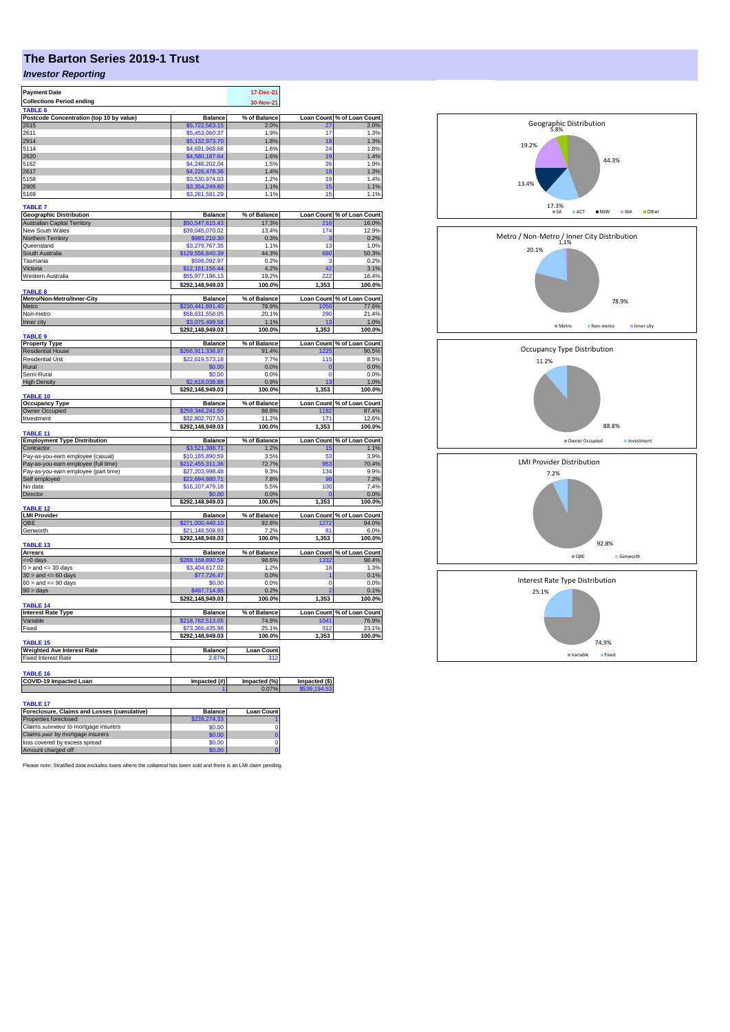# The Barton Series 2019-1 Trust

## *Investor Reporting*

| Payment Date | 17-Dec-21 |
|---|---|
| Collections Period ending | 30-Nov-21 |

**TABLE 6**

| Postcode Concentration (top 10 by value) | Balance | % of Balance | Loan Count | % of Loan Count |
|---|---|---|---|---|
| 2615 | $5,722,563.15 | 2.0% | 27 | 2.0% |
| 2611 | $5,453,060.37 | 1.9% | 17 | 1.3% |
| 2914 | $5,132,973.70 | 1.8% | 18 | 1.3% |
| 5114 | $4,691,968.68 | 1.6% | 24 | 1.8% |
| 2620 | $4,580,187.64 | 1.6% | 19 | 1.4% |
| 5162 | $4,246,202.04 | 1.5% | 26 | 1.9% |
| 2617 | $4,226,478.36 | 1.4% | 18 | 1.3% |
| 5158 | $3,530,974.03 | 1.2% | 19 | 1.4% |
| 2905 | $3,354,249.60 | 1.1% | 15 | 1.1% |
| 5169 | $3,281,581.29 | 1.1% | 15 | 1.1% |

**TABLE 7**

| Geographic Distribution | Balance | % of Balance | Loan Count | % of Loan Count |
|---|---|---|---|---|
| Australian Capital Territory | $50,547,615.43 | 17.3% | 216 | 16.0% |
| New South Wales | $39,045,070.02 | 13.4% | 174 | 12.9% |
| Northern Territory | $985,210.30 | 0.3% | 3 | 0.2% |
| Queensland | $3,279,767.35 | 1.1% | 13 | 1.0% |
| South Australia | $129,556,840.39 | 44.3% | 680 | 50.3% |
| Tasmania | $596,092.97 | 0.2% | 3 | 0.2% |
| Victoria | $12,161,156.44 | 4.2% | 42 | 3.1% |
| Western Australia | $55,977,196.13 | 19.2% | 222 | 16.4% |
| | $292,148,949.03 | 100.0% | 1,353 | 100.0% |

**TABLE 8**

| Metro/Non-Metro/Inner-City | Balance | % of Balance | Loan Count | % of Loan Count |
|---|---|---|---|---|
| Metro | $230,441,891.40 | 78.9% | 1050 | 77.6% |
| Non-metro | $58,631,558.05 | 20.1% | 290 | 21.4% |
| Inner city | $3,075,499.58 | 1.1% | 13 | 1.0% |
| | $292,148,949.03 | 100.0% | 1,353 | 100.0% |

**TABLE 9**

| Property Type | Balance | % of Balance | Loan Count | % of Loan Count |
|---|---|---|---|---|
| Residential House | $266,911,336.97 | 91.4% | 1225 | 90.5% |
| Residential Unit | $22,619,573.18 | 7.7% | 115 | 8.5% |
| Rural | $0.00 | 0.0% | 0 | 0.0% |
| Semi-Rural | $0.00 | 0.0% | 0 | 0.0% |
| High Density | $2,618,038.88 | 0.9% | 13 | 1.0% |
| | $292,148,949.03 | 100.0% | 1,353 | 100.0% |

**TABLE 10**

| Occupancy Type | Balance | % of Balance | Loan Count | % of Loan Count |
|---|---|---|---|---|
| Owner Occupied | $259,346,241.50 | 88.8% | 1182 | 87.4% |
| Investment | $32,802,707.53 | 11.2% | 171 | 12.6% |
| | $292,148,949.03 | 100.0% | 1,353 | 100.0% |

**TABLE 11**

| Employment Type Distribution | Balance | % of Balance | Loan Count | % of Loan Count |
|---|---|---|---|---|
| Contractor | $3,521,388.71 | 1.2% | 15 | 1.1% |
| Pay-as-you-earn employee (casual) | $10,165,890.59 | 3.5% | 53 | 3.9% |
| Pay-as-you-earn employee (full time) | $212,455,311.36 | 72.7% | 953 | 70.4% |
| Pay-as-you-earn employee (part time) | $27,203,998.48 | 9.3% | 134 | 9.9% |
| Self employed | $22,694,880.71 | 7.8% | 98 | 7.2% |
| No data | $16,107,479.18 | 5.5% | 100 | 7.4% |
| Director | $0.00 | 0.0% | 0 | 0.0% |
| | $292,148,949.03 | 100.0% | 1,353 | 100.0% |

**TABLE 12**

| LMI Provider | Balance | % of Balance | Loan Count | % of Loan Count |
|---|---|---|---|---|
| QBE | $271,000,440.10 | 92.8% | 1272 | 94.0% |
| Genworth | $21,148,508.93 | 7.2% | 81 | 6.0% |
| | $292,148,949.03 | 100.0% | 1,353 | 100.0% |

**TABLE 13**

| Arrears | Balance | % of Balance | Loan Count | % of Loan Count |
|---|---|---|---|---|
| <=0 days | $288,168,890.59 | 98.6% | 1332 | 98.4% |
| 0 > and <= 30 days | $3,404,617.02 | 1.2% | 18 | 1.3% |
| 30 > and <= 60 days | $77,726.47 | 0.0% | 1 | 0.1% |
| 60 > and <= 90 days | $0.00 | 0.0% | 0 | 0.0% |
| 90 > days | $497,714.95 | 0.2% | 2 | 0.1% |
| | $292,148,949.03 | 100.0% | 1,353 | 100.0% |

**TABLE 14**

| Interest Rate Type | Balance | % of Balance | Loan Count | % of Loan Count |
|---|---|---|---|---|
| Variable | $218,782,513.05 | 74.9% | 1041 | 76.9% |
| Fixed | $73,366,435.98 | 25.1% | 312 | 23.1% |
| | $292,148,949.03 | 100.0% | 1,353 | 100.0% |

**TABLE 15**

| Weighted Ave Interest Rate | Balance | Loan Count |
|---|---|---|
| Fixed Interest Rate | 2.87% | 312 |

**TABLE 16**

| COVID-19 Impacted Loan | Impacted (#) | Impacted (%) | Impacted ($) |
|---|---|---|---|
| | 1 | 0.07% | $539,194.53 |

**TABLE 17**

| Foreclosure, Claims and Losses (cumulative) | Balance | Loan Count |
|---|---|---|
| Properties foreclosed | $228,274.33 | 1 |
| Claims *submitted* to mortgage insurers | $0.00 | 0 |
| Claims *paid* by mortgage insurers | $0.00 | 0 |
| loss covered by excess spread | $0.00 | 0 |
| Amount charged off | $0.00 | 0 |

Please note: Stratified data excludes loans where the collateral has been sold and there is an LMI claim pending.

**Geographic Distribution**: SA 44.3%, ACT 17.3%, NSW 13.4%, WA 19.2%, Other 5.8%

**Metro / Non-Metro / Inner City Distribution**: Metro 78.9%, Non-metro 20.1%, Inner city 1.1%

**Occupancy Type Distribution**: Owner Occupied 88.8%, Investment 11.2%

**LMI Provider Distribution**: QBE 92.8%, Genworth 7.2%

**Interest Rate Type Distribution**: Variable 74.9%, Fixed 25.1%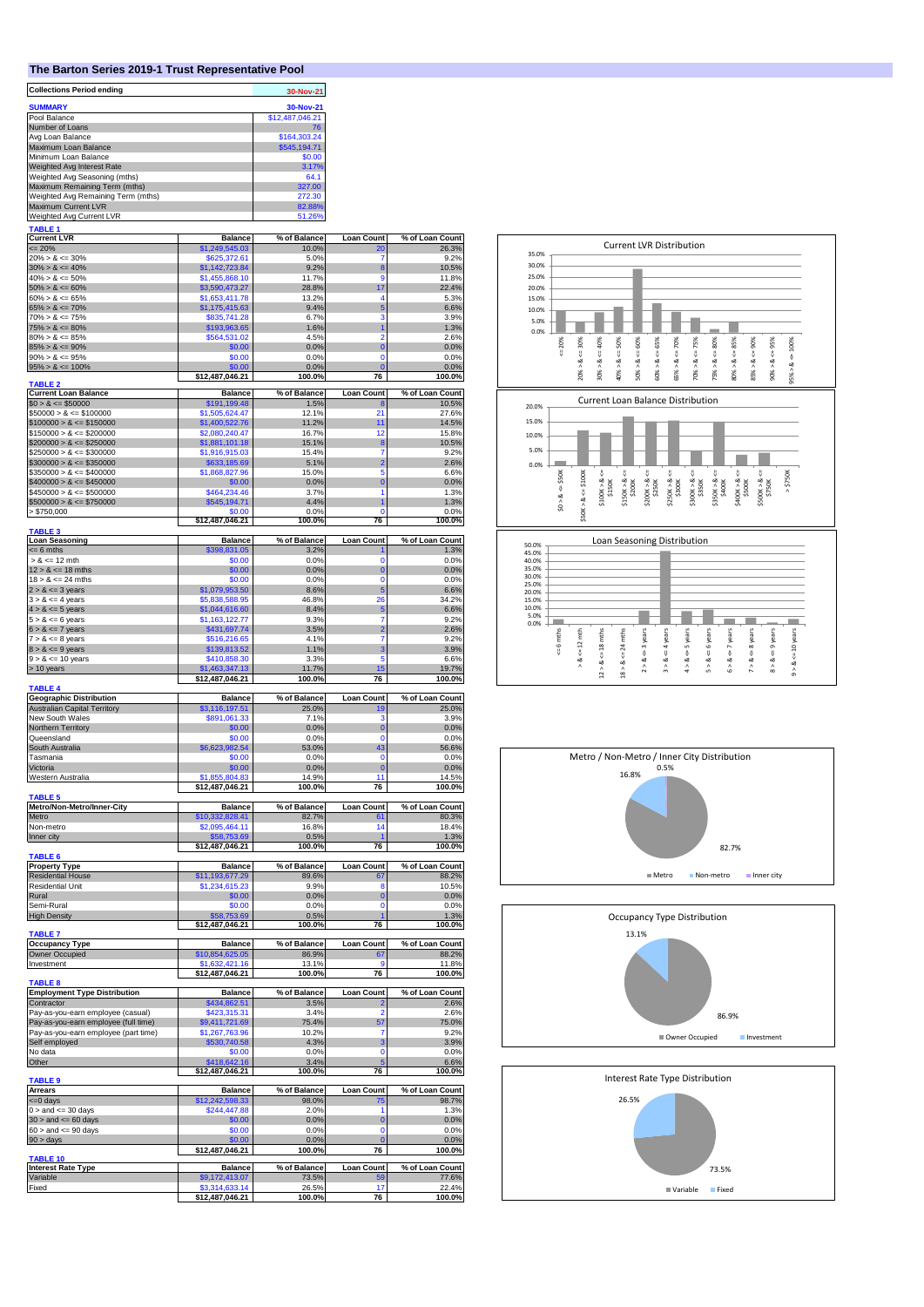# The Barton Series 2019-1 Trust Representative Pool

| Collections Period ending | 30-Nov-21 |
|---|---|

| SUMMARY | 30-Nov-21 |
|---|---|
| Pool Balance | $12,487,046.21 |
| Number of Loans | 76 |
| Avg Loan Balance | $164,303.24 |
| Maximum Loan Balance | $545,194.71 |
| Minimum Loan Balance | $0.00 |
| Weighted Avg Interest Rate | 3.17% |
| Weighted Avg Seasoning (mths) | 64.1 |
| Maximum Remaining Term (mths) | 327.00 |
| Weighted Avg Remaining Term (mths) | 272.30 |
| Maximum Current LVR | 82.88% |
| Weighted Avg Current LVR | 51.26% |

**TABLE 1**

| Current LVR | Balance | % of Balance | Loan Count | % of Loan Count |
|---|---|---|---|---|
| <= 20% | $1,249,545.03 | 10.0% | 20 | 26.3% |
| 20% > & <= 30% | $625,372.61 | 5.0% | 7 | 9.2% |
| 30% > & <= 40% | $1,142,723.84 | 9.2% | 8 | 10.5% |
| 40% > & <= 50% | $1,455,868.10 | 11.7% | 9 | 11.8% |
| 50% > & <= 60% | $3,590,473.27 | 28.8% | 17 | 22.4% |
| 60% > & <= 65% | $1,653,411.78 | 13.2% | 4 | 5.3% |
| 65% > & <= 70% | $1,175,415.63 | 9.4% | 5 | 6.6% |
| 70% > & <= 75% | $835,741.28 | 6.7% | 3 | 3.9% |
| 75% > & <= 80% | $193,963.65 | 1.6% | 1 | 1.3% |
| 80% > & <= 85% | $564,531.02 | 4.5% | 2 | 2.6% |
| 85% > & <= 90% | $0.00 | 0.0% | 0 | 0.0% |
| 90% > & <= 95% | $0.00 | 0.0% | 0 | 0.0% |
| 95% > & <= 100% | $0.00 | 0.0% | 0 | 0.0% |
| | $12,487,046.21 | 100.0% | 76 | 100.0% |

**TABLE 2**

| Current Loan Balance | Balance | % of Balance | Loan Count | % of Loan Count |
|---|---|---|---|---|
| $0 > & <= $50000 | $191,199.48 | 1.5% | 8 | 10.5% |
| $50000 > & <= $100000 | $1,505,624.47 | 12.1% | 21 | 27.6% |
| $100000 > & <= $150000 | $1,400,522.76 | 11.2% | 11 | 14.5% |
| $150000 > & <= $200000 | $2,080,240.47 | 16.7% | 12 | 15.8% |
| $200000 > & <= $250000 | $1,881,101.18 | 15.1% | 8 | 10.5% |
| $250000 > & <= $300000 | $1,916,915.03 | 15.4% | 7 | 9.2% |
| $300000 > & <= $350000 | $633,185.69 | 5.1% | 2 | 2.6% |
| $350000 > & <= $400000 | $1,868,827.96 | 15.0% | 5 | 6.6% |
| $400000 > & <= $450000 | $0.00 | 0.0% | 0 | 0.0% |
| $450000 > & <= $500000 | $464,234.46 | 3.7% | 1 | 1.3% |
| $500000 > & <= $750000 | $545,194.71 | 4.4% | 1 | 1.3% |
| > $750,000 | $0.00 | 0.0% | 0 | 0.0% |
| | $12,487,046.21 | 100.0% | 76 | 100.0% |

**TABLE 3**

| Loan Seasoning | Balance | % of Balance | Loan Count | % of Loan Count |
|---|---|---|---|---|
| <= 6 mths | $398,831.05 | 3.2% | 1 | 1.3% |
| > & <= 12 mth | $0.00 | 0.0% | 0 | 0.0% |
| 12 > & <= 18 mths | $0.00 | 0.0% | 0 | 0.0% |
| 18 > & <= 24 mths | $0.00 | 0.0% | 0 | 0.0% |
| 2 > & <= 3 years | $1,079,953.50 | 8.6% | 5 | 6.6% |
| 3 > & <= 4 years | $5,838,588.95 | 46.8% | 26 | 34.2% |
| 4 > & <= 5 years | $1,044,616.60 | 8.4% | 5 | 6.6% |
| 5 > & <= 6 years | $1,163,122.77 | 9.3% | 7 | 9.2% |
| 6 > & <= 7 years | $431,697.74 | 3.5% | 2 | 2.6% |
| 7 > & <= 8 years | $516,216.65 | 4.1% | 7 | 9.2% |
| 8 > & <= 9 years | $139,813.52 | 1.1% | 3 | 3.9% |
| 9 > & <= 10 years | $410,858.30 | 3.3% | 5 | 6.6% |
| > 10 years | $1,463,347.13 | 11.7% | 15 | 19.7% |
| | $12,487,046.21 | 100.0% | 76 | 100.0% |

**TABLE 4**

| Geographic Distribution | Balance | % of Balance | Loan Count | % of Loan Count |
|---|---|---|---|---|
| Australian Capital Territory | $3,116,197.51 | 25.0% | 19 | 25.0% |
| New South Wales | $891,061.33 | 7.1% | 3 | 3.9% |
| Northern Territory | $0.00 | 0.0% | 0 | 0.0% |
| Queensland | $0.00 | 0.0% | 0 | 0.0% |
| South Australia | $6,623,982.54 | 53.0% | 43 | 56.6% |
| Tasmania | $0.00 | 0.0% | 0 | 0.0% |
| Victoria | $0.00 | 0.0% | 0 | 0.0% |
| Western Australia | $1,855,804.83 | 14.9% | 11 | 14.5% |
| | $12,487,046.21 | 100.0% | 76 | 100.0% |

**TABLE 5**

| Metro/Non-Metro/Inner-City | Balance | % of Balance | Loan Count | % of Loan Count |
|---|---|---|---|---|
| Metro | $10,332,828.41 | 82.7% | 61 | 80.3% |
| Non-metro | $2,095,464.11 | 16.8% | 14 | 18.4% |
| Inner city | $58,753.69 | 0.5% | 1 | 1.3% |
| | $12,487,046.21 | 100.0% | 76 | 100.0% |

**TABLE 6**

| Property Type | Balance | % of Balance | Loan Count | % of Loan Count |
|---|---|---|---|---|
| Residential House | $11,193,677.29 | 89.6% | 67 | 88.2% |
| Residential Unit | $1,234,615.23 | 9.9% | 8 | 10.5% |
| Rural | $0.00 | 0.0% | 0 | 0.0% |
| Semi-Rural | $0.00 | 0.0% | 0 | 0.0% |
| High Density | $58,753.69 | 0.5% | 1 | 1.3% |
| | $12,487,046.21 | 100.0% | 76 | 100.0% |

**TABLE 7**

| Occupancy Type | Balance | % of Balance | Loan Count | % of Loan Count |
|---|---|---|---|---|
| Owner Occupied | $10,854,625.05 | 86.9% | 67 | 88.2% |
| Investment | $1,632,421.16 | 13.1% | 9 | 11.8% |
| | $12,487,046.21 | 100.0% | 76 | 100.0% |

**TABLE 8**

| Employment Type Distribution | Balance | % of Balance | Loan Count | % of Loan Count |
|---|---|---|---|---|
| Contractor | $434,862.51 | 3.5% | 2 | 2.6% |
| Pay-as-you-earn employee (casual) | $423,315.31 | 3.4% | 2 | 2.6% |
| Pay-as-you-earn employee (full time) | $9,411,721.69 | 75.4% | 57 | 75.0% |
| Pay-as-you-earn employee (part time) | $1,267,763.96 | 10.2% | 7 | 9.2% |
| Self employed | $530,740.58 | 4.3% | 3 | 3.9% |
| No data | $0.00 | 0.0% | 0 | 0.0% |
| Other | $418,642.16 | 3.4% | 5 | 6.6% |
| | $12,487,046.21 | 100.0% | 76 | 100.0% |

**TABLE 9**

| Arrears | Balance | % of Balance | Loan Count | % of Loan Count |
|---|---|---|---|---|
| <=0 days | $12,242,598.33 | 98.0% | 75 | 98.7% |
| 0 > and <= 30 days | $244,447.88 | 2.0% | 1 | 1.3% |
| 30 > and <= 60 days | $0.00 | 0.0% | 0 | 0.0% |
| 60 > and <= 90 days | $0.00 | 0.0% | 0 | 0.0% |
| 90 > days | $0.00 | 0.0% | 0 | 0.0% |
| | $12,487,046.21 | 100.0% | 76 | 100.0% |

**TABLE 10**

| Interest Rate Type | Balance | % of Balance | Loan Count | % of Loan Count |
|---|---|---|---|---|
| Variable | $9,172,413.07 | 73.5% | 59 | 77.6% |
| Fixed | $3,314,633.14 | 26.5% | 17 | 22.4% |
| | $12,487,046.21 | 100.0% | 76 | 100.0% |

Current LVR Distribution
35.0% 30.0% 25.0% 20.0% 15.0% 10.0% 5.0% 0.0%
<= 20% 20% > & <= 30% 30% > & <= 40% 40% > & <= 50% 50% > & <= 60% 60% > & <= 65% 65% > & <= 70% 70% > & <= 75% 75% > & <= 80% 80% > & <= 85% 85% > & <= 90% 90% > & <= 95% 95% > & <= 100%

Current Loan Balance Distribution
20.0% 15.0% 10.0% 5.0% 0.0%
$0 > & <= $50K $50K > & <= $100K $100K > & <= $150K $150K > & <= $200K $200K > & <= $250K $250K > & <= $300K $300K > & <= $350K $350K > & <= $400K $400K > & <= $500K $500K > & <= $750K > $750K

Loan Seasoning Distribution
50.0% 45.0% 40.0% 35.0% 30.0% 25.0% 20.0% 15.0% 10.0% 5.0% 0.0%
<= 6 mths > & <= 12 mth 12 > & <= 18 mths 18 > & <= 24 mths 2 > & <= 3 years 3 > & <= 4 years 4 > & <= 5 years 5 > & <= 6 years 6 > & <= 7 years 7 > & <= 8 years 8 > & <= 9 years 9 > & <= 10 years

Metro / Non-Metro / Inner City Distribution
0.5%
16.8%
82.7%
Metro Non-metro Inner city

Occupancy Type Distribution
13.1%
86.9%
Owner Occupied Investment

Interest Rate Type Distribution
26.5%
73.5%
Variable Fixed